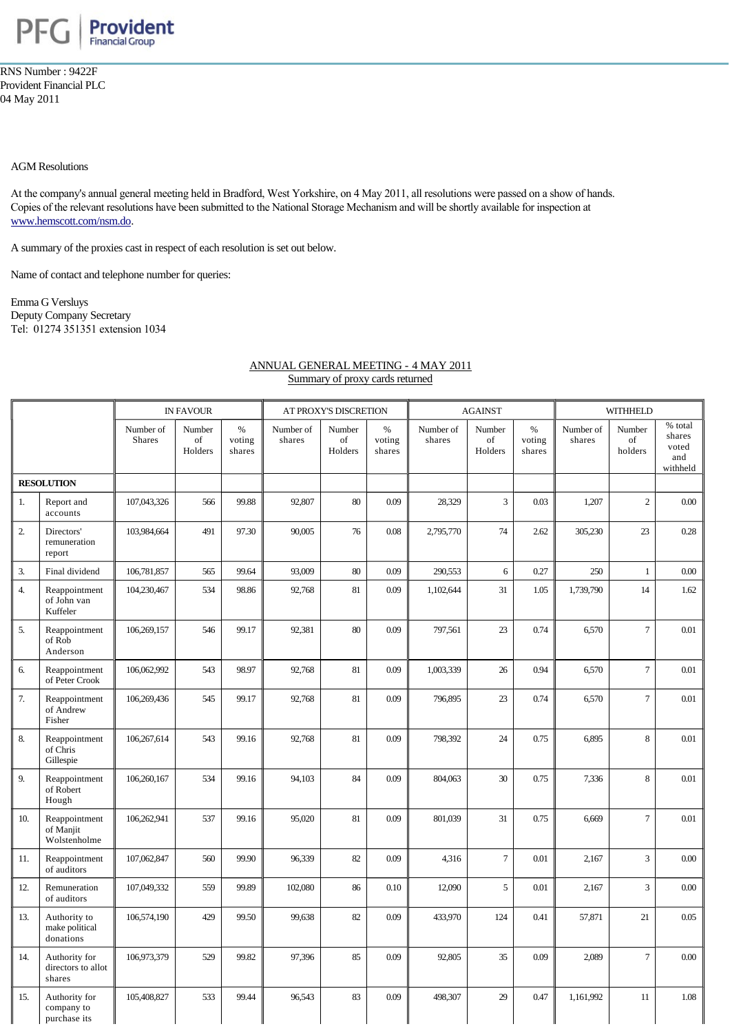RNS Number : 9422F
Provident Financial PLC
04 May 2011

AGM Resolutions

At the company's annual general meeting held in Bradford, West Yorkshire, on 4 May 2011, all resolutions were passed on a show of hands. Copies of the relevant resolutions have been submitted to the National Storage Mechanism and will be shortly available for inspection at www.hemscott.com/nsm.do.

A summary of the proxies cast in respect of each resolution is set out below.

Name of contact and telephone number for queries:

Emma G Versluys
Deputy Company Secretary
Tel: 01274 351351 extension 1034

ANNUAL GENERAL MEETING - 4 MAY 2011
Summary of proxy cards returned

| | | IN FAVOUR | | | AT PROXY'S DISCRETION | | | AGAINST | | | WITHHELD | | |
|---|---|---|---|---|---|---|---|---|---|---|---|---|---|
| | | Number of Shares | Number of Holders | % voting shares | Number of shares | Number of Holders | % voting shares | Number of shares | Number of Holders | % voting shares | Number of shares | Number of holders | % total shares voted and withheld |
| **RESOLUTION** | | | | | | | | | | | | | |
| 1. | Report and accounts | 107,043,326 | 566 | 99.88 | 92,807 | 80 | 0.09 | 28,329 | 3 | 0.03 | 1,207 | 2 | 0.00 |
| 2. | Directors' remuneration report | 103,984,664 | 491 | 97.30 | 90,005 | 76 | 0.08 | 2,795,770 | 74 | 2.62 | 305,230 | 23 | 0.28 |
| 3. | Final dividend | 106,781,857 | 565 | 99.64 | 93,009 | 80 | 0.09 | 290,553 | 6 | 0.27 | 250 | 1 | 0.00 |
| 4. | Reappointment of John van Kuffeler | 104,230,467 | 534 | 98.86 | 92,768 | 81 | 0.09 | 1,102,644 | 31 | 1.05 | 1,739,790 | 14 | 1.62 |
| 5. | Reappointment of Rob Anderson | 106,269,157 | 546 | 99.17 | 92,381 | 80 | 0.09 | 797,561 | 23 | 0.74 | 6,570 | 7 | 0.01 |
| 6. | Reappointment of Peter Crook | 106,062,992 | 543 | 98.97 | 92,768 | 81 | 0.09 | 1,003,339 | 26 | 0.94 | 6,570 | 7 | 0.01 |
| 7. | Reappointment of Andrew Fisher | 106,269,436 | 545 | 99.17 | 92,768 | 81 | 0.09 | 796,895 | 23 | 0.74 | 6,570 | 7 | 0.01 |
| 8. | Reappointment of Chris Gillespie | 106,267,614 | 543 | 99.16 | 92,768 | 81 | 0.09 | 798,392 | 24 | 0.75 | 6,895 | 8 | 0.01 |
| 9. | Reappointment of Robert Hough | 106,260,167 | 534 | 99.16 | 94,103 | 84 | 0.09 | 804,063 | 30 | 0.75 | 7,336 | 8 | 0.01 |
| 10. | Reappointment of Manjit Wolstenholme | 106,262,941 | 537 | 99.16 | 95,020 | 81 | 0.09 | 801,039 | 31 | 0.75 | 6,669 | 7 | 0.01 |
| 11. | Reappointment of auditors | 107,062,847 | 560 | 99.90 | 96,339 | 82 | 0.09 | 4,316 | 7 | 0.01 | 2,167 | 3 | 0.00 |
| 12. | Remuneration of auditors | 107,049,332 | 559 | 99.89 | 102,080 | 86 | 0.10 | 12,090 | 5 | 0.01 | 2,167 | 3 | 0.00 |
| 13. | Authority to make political donations | 106,574,190 | 429 | 99.50 | 99,638 | 82 | 0.09 | 433,970 | 124 | 0.41 | 57,871 | 21 | 0.05 |
| 14. | Authority for directors to allot shares | 106,973,379 | 529 | 99.82 | 97,396 | 85 | 0.09 | 92,805 | 35 | 0.09 | 2,089 | 7 | 0.00 |
| 15. | Authority for company to purchase its | 105,408,827 | 533 | 99.44 | 96,543 | 83 | 0.09 | 498,307 | 29 | 0.47 | 1,161,992 | 11 | 1.08 |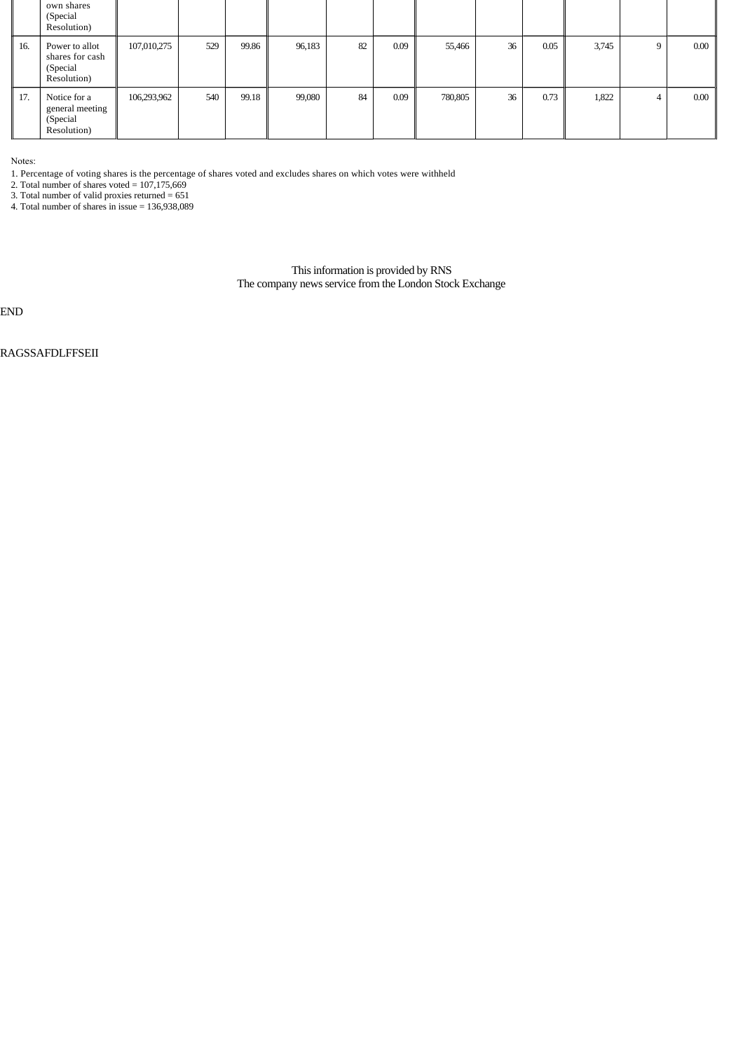| | | | | | | | | | | | | | |
|---|---|---|---|---|---|---|---|---|---|---|---|---|---|
| | own shares (Special Resolution) | | | | | | | | | | | | |
| 16. | Power to allot shares for cash (Special Resolution) | 107,010,275 | 529 | 99.86 | 96,183 | 82 | 0.09 | 55,466 | 36 | 0.05 | 3,745 | 9 | 0.00 |
| 17. | Notice for a general meeting (Special Resolution) | 106,293,962 | 540 | 99.18 | 99,080 | 84 | 0.09 | 780,805 | 36 | 0.73 | 1,822 | 4 | 0.00 |

Notes:

1. Percentage of voting shares is the percentage of shares voted and excludes shares on which votes were withheld
2. Total number of shares voted = 107,175,669
3. Total number of valid proxies returned = 651
4. Total number of shares in issue = 136,938,089

This information is provided by RNS
The company news service from the London Stock Exchange

END

RAGSSAFDLFFSEII